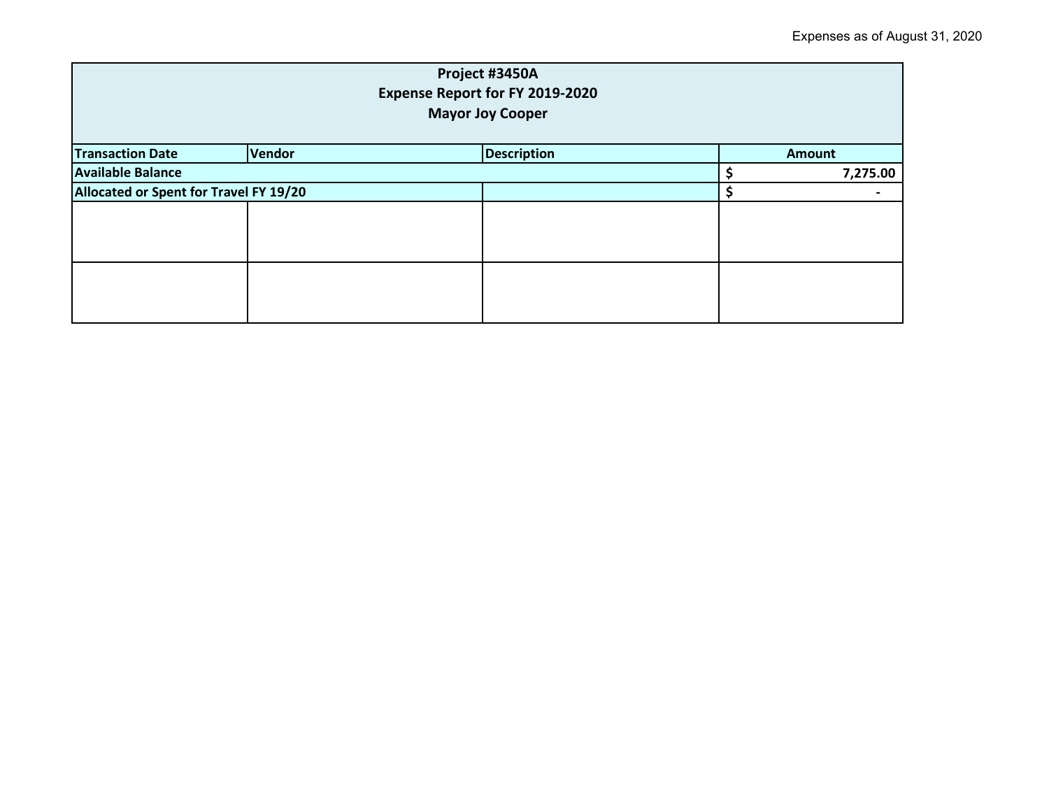Expenses as of August 31, 2020

| Project #3450A<br>Expense Report for FY 2019-2020<br>Mayor Joy Cooper | | | |
|---|---|---|---|
| **Transaction Date** | **Vendor** | **Description** | **Amount** |
| **Available Balance** | | | **$ 7,275.00** |
| **Allocated or Spent for Travel FY 19/20** | | | **$ -** |
| | | | |
| | | | |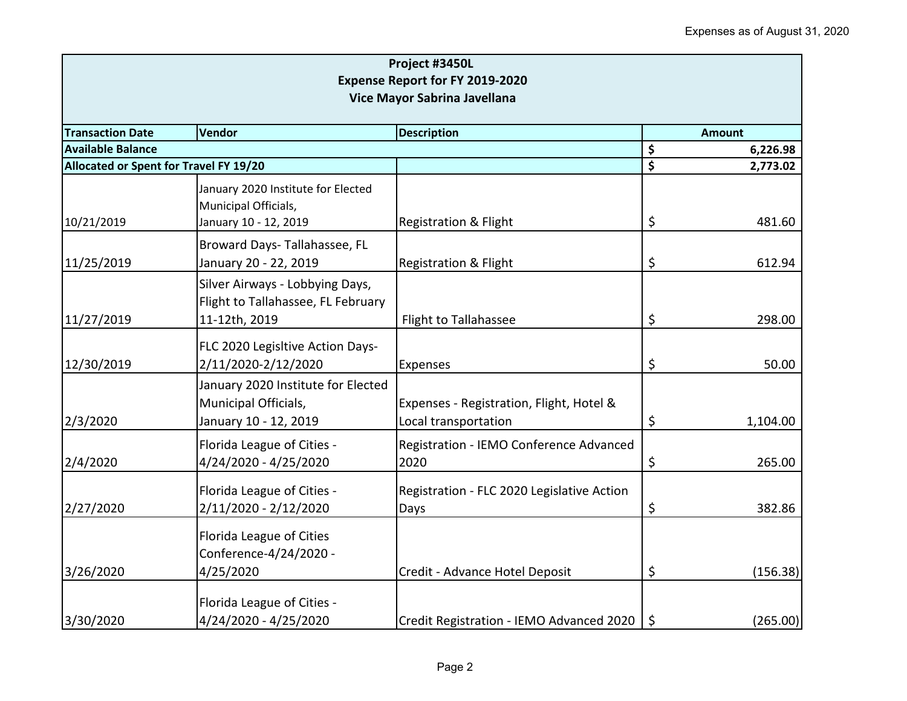Expenses as of August 31, 2020

| Project #3450L<br>Expense Report for FY 2019-2020<br>Vice Mayor Sabrina Javellana | | | |
|---|---|---|---|
| **Transaction Date** | **Vendor** | **Description** | **Amount** |
| **Available Balance** | | | **$ 6,226.98** |
| **Allocated or Spent for Travel FY 19/20** | | | **$ 2,773.02** |
| 10/21/2019 | January 2020 Institute for Elected Municipal Officials, January 10 - 12, 2019 | Registration & Flight | $ 481.60 |
| 11/25/2019 | Broward Days- Tallahassee, FL January 20 - 22, 2019 | Registration & Flight | $ 612.94 |
| 11/27/2019 | Silver Airways - Lobbying Days, Flight to Tallahassee, FL February 11-12th, 2019 | Flight to Tallahassee | $ 298.00 |
| 12/30/2019 | FLC 2020 Legisltive Action Days- 2/11/2020-2/12/2020 | Expenses | $ 50.00 |
| 2/3/2020 | January 2020 Institute for Elected Municipal Officials, January 10 - 12, 2019 | Expenses - Registration, Flight, Hotel & Local transportation | $ 1,104.00 |
| 2/4/2020 | Florida League of Cities - 4/24/2020 - 4/25/2020 | Registration - IEMO Conference Advanced 2020 | $ 265.00 |
| 2/27/2020 | Florida League of Cities - 2/11/2020 - 2/12/2020 | Registration - FLC 2020 Legislative Action Days | $ 382.86 |
| 3/26/2020 | Florida League of Cities Conference-4/24/2020 - 4/25/2020 | Credit - Advance Hotel Deposit | $ (156.38) |
| 3/30/2020 | Florida League of Cities - 4/24/2020 - 4/25/2020 | Credit Registration - IEMO Advanced 2020 | $ (265.00) |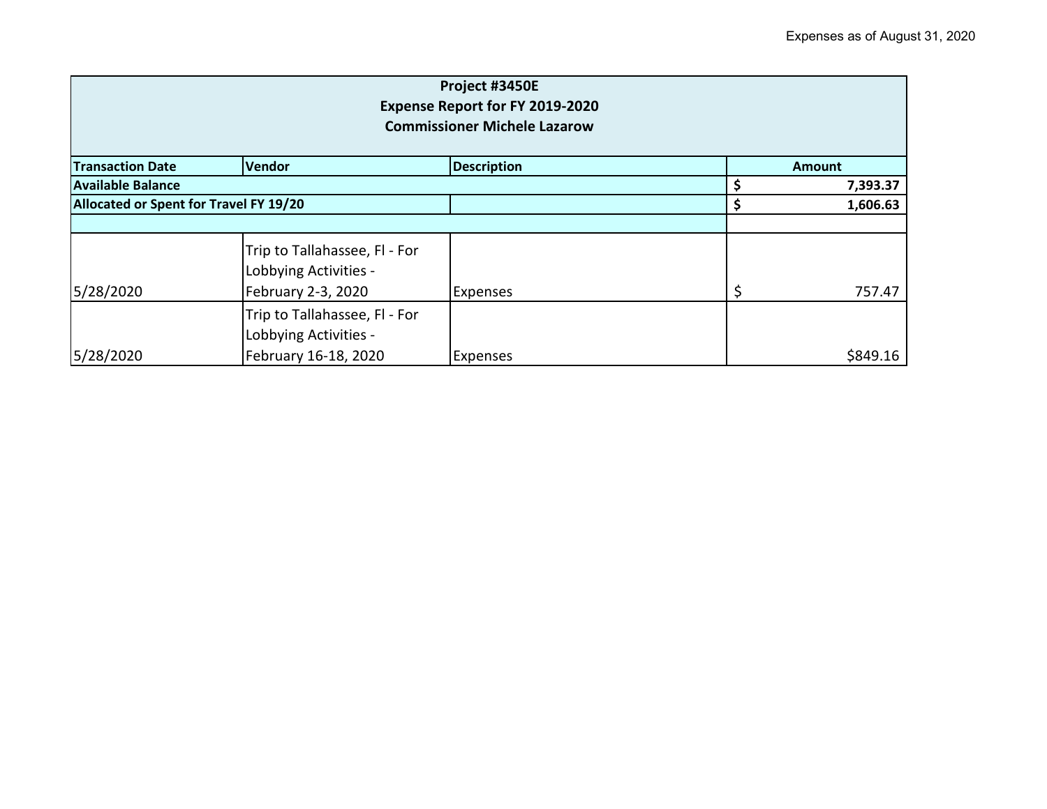Expenses as of August 31, 2020

| Project #3450E<br>Expense Report for FY 2019-2020<br>Commissioner Michele Lazarow | | | |
|---|---|---|---|
| **Transaction Date** | **Vendor** | **Description** | **Amount** |
| **Available Balance** | | | **$ 7,393.37** |
| **Allocated or Spent for Travel FY 19/20** | | | **$ 1,606.63** |
| | | | |
| 5/28/2020 | Trip to Tallahassee, Fl - For Lobbying Activities - February 2-3, 2020 | Expenses | $ 757.47 |
| 5/28/2020 | Trip to Tallahassee, Fl - For Lobbying Activities - February 16-18, 2020 | Expenses | $849.16 |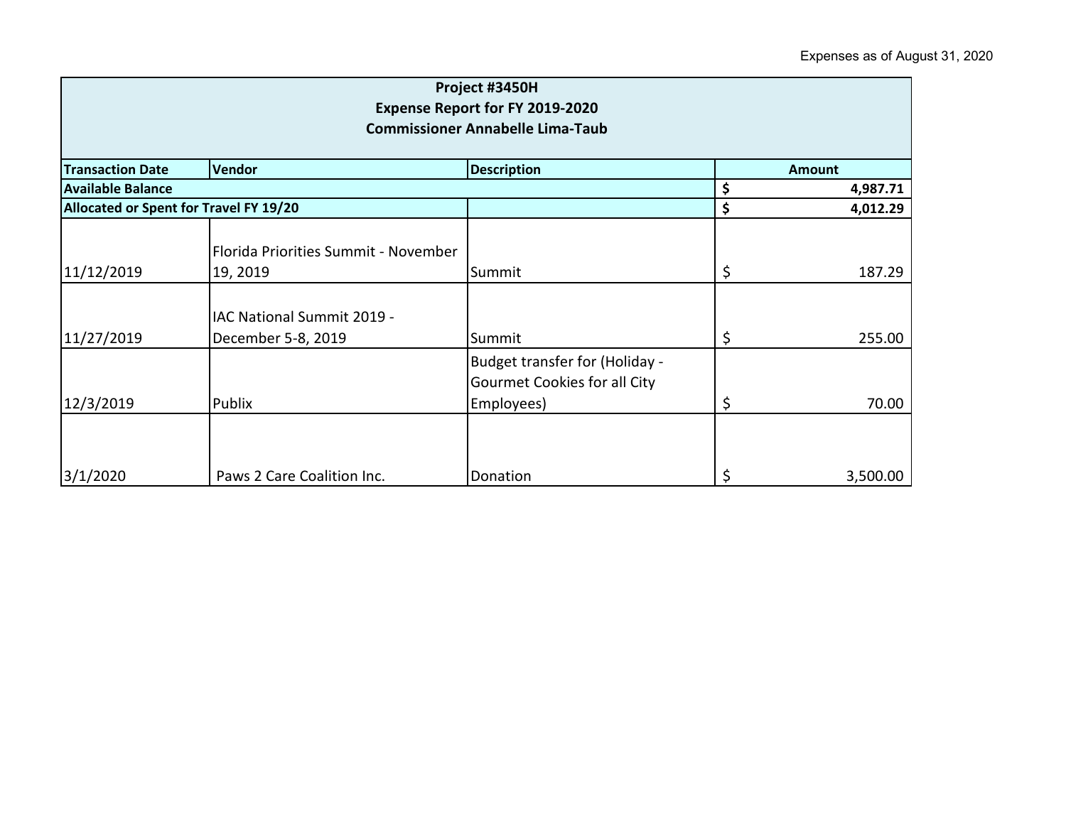Expenses as of August 31, 2020

| Project #3450H<br>Expense Report for FY 2019-2020<br>Commissioner Annabelle Lima-Taub | | | |
|---|---|---|---|
| **Transaction Date** | **Vendor** | **Description** | **Amount** |
| **Available Balance** | | | **$ 4,987.71** |
| **Allocated or Spent for Travel FY 19/20** | | | **$ 4,012.29** |
| 11/12/2019 | Florida Priorities Summit - November 19, 2019 | Summit | $ 187.29 |
| 11/27/2019 | IAC National Summit 2019 - December 5-8, 2019 | Summit | $ 255.00 |
| 12/3/2019 | Publix | Budget transfer for (Holiday - Gourmet Cookies for all City Employees) | $ 70.00 |
| 3/1/2020 | Paws 2 Care Coalition Inc. | Donation | $ 3,500.00 |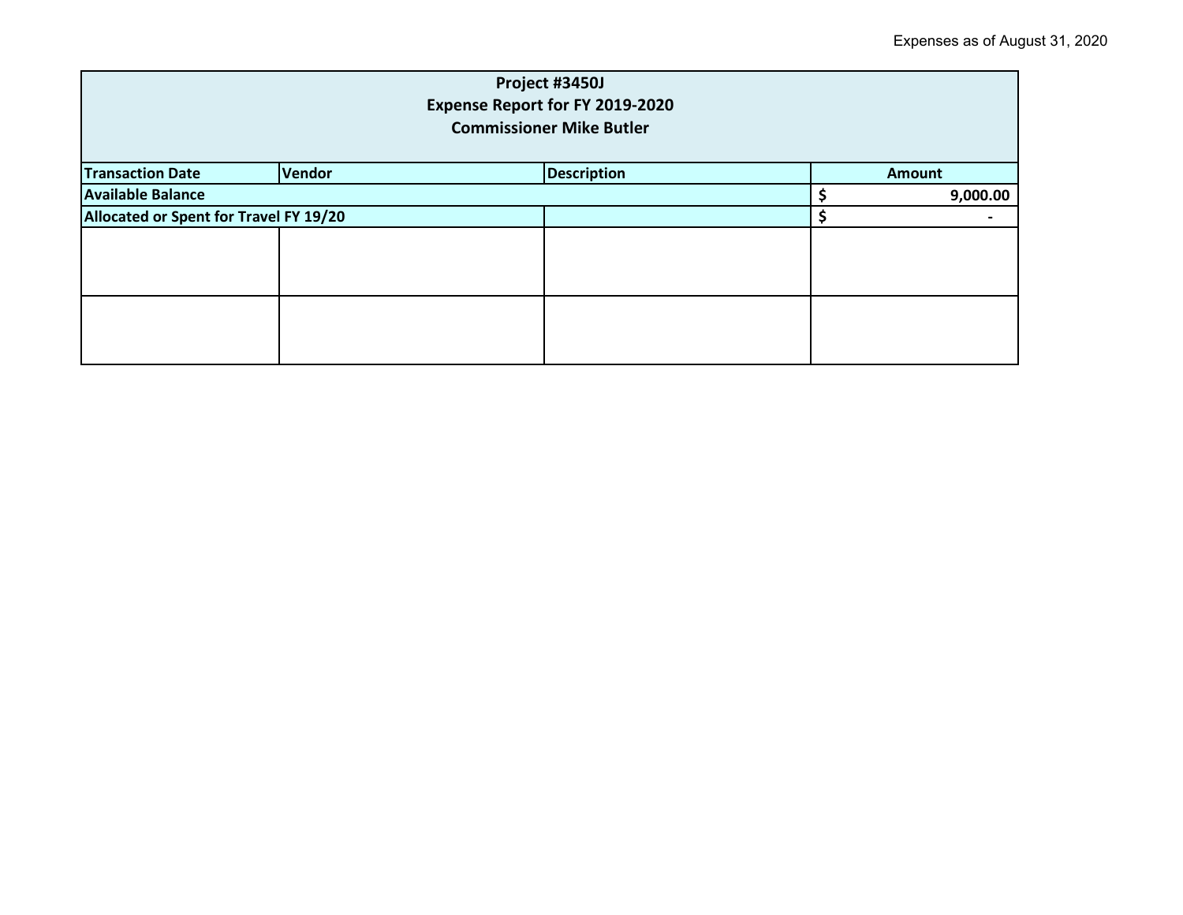Expenses as of August 31, 2020

| Project #3450J<br>Expense Report for FY 2019-2020<br>Commissioner Mike Butler | | | |
|---|---|---|---|
| **Transaction Date** | **Vendor** | **Description** | **Amount** |
| **Available Balance** | | | **$ 9,000.00** |
| **Allocated or Spent for Travel FY 19/20** | | | **$ -** |
| | | | |
| | | | |